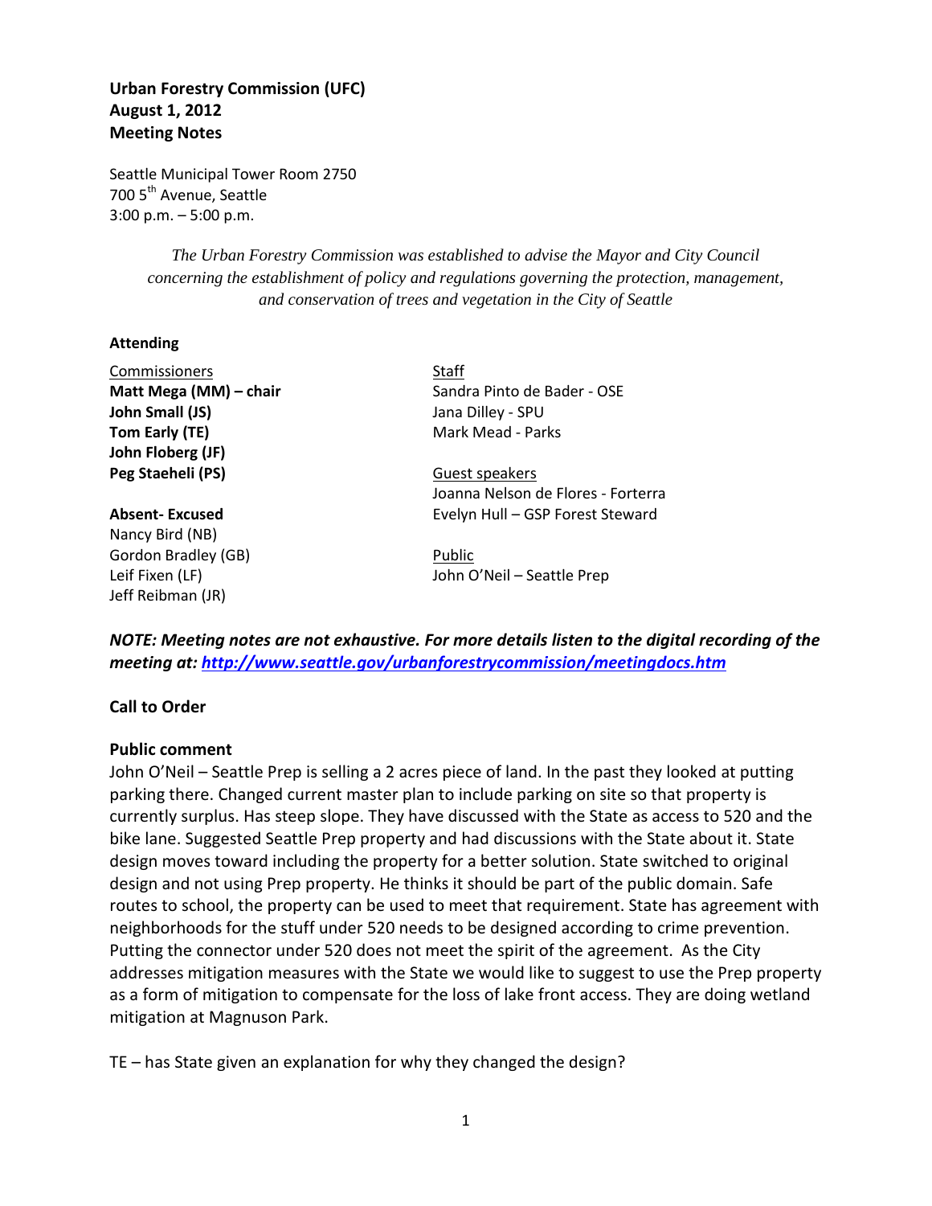**Urban Forestry Commission (UFC)**
**August 1, 2012**
**Meeting Notes**

Seattle Municipal Tower Room 2750
700 5th Avenue, Seattle
3:00 p.m. – 5:00 p.m.

*The Urban Forestry Commission was established to advise the Mayor and City Council concerning the establishment of policy and regulations governing the protection, management, and conservation of trees and vegetation in the City of Seattle*

**Attending**

Commissioners
**Matt Mega (MM) – chair**
**John Small (JS)**
**Tom Early (TE)**
**John Floberg (JF)**
**Peg Staeheli (PS)**

**Absent- Excused**
Nancy Bird (NB)
Gordon Bradley (GB)
Leif Fixen (LF)
Jeff Reibman (JR)

Staff
Sandra Pinto de Bader - OSE
Jana Dilley - SPU
Mark Mead - Parks

Guest speakers
Joanna Nelson de Flores - Forterra
Evelyn Hull – GSP Forest Steward

Public
John O'Neil – Seattle Prep

***NOTE: Meeting notes are not exhaustive. For more details listen to the digital recording of the meeting at: http://www.seattle.gov/urbanforestrycommission/meetingdocs.htm***

**Call to Order**

**Public comment**

John O'Neil – Seattle Prep is selling a 2 acres piece of land. In the past they looked at putting parking there. Changed current master plan to include parking on site so that property is currently surplus. Has steep slope. They have discussed with the State as access to 520 and the bike lane. Suggested Seattle Prep property and had discussions with the State about it. State design moves toward including the property for a better solution. State switched to original design and not using Prep property. He thinks it should be part of the public domain. Safe routes to school, the property can be used to meet that requirement. State has agreement with neighborhoods for the stuff under 520 needs to be designed according to crime prevention. Putting the connector under 520 does not meet the spirit of the agreement. As the City addresses mitigation measures with the State we would like to suggest to use the Prep property as a form of mitigation to compensate for the loss of lake front access. They are doing wetland mitigation at Magnuson Park.

TE – has State given an explanation for why they changed the design?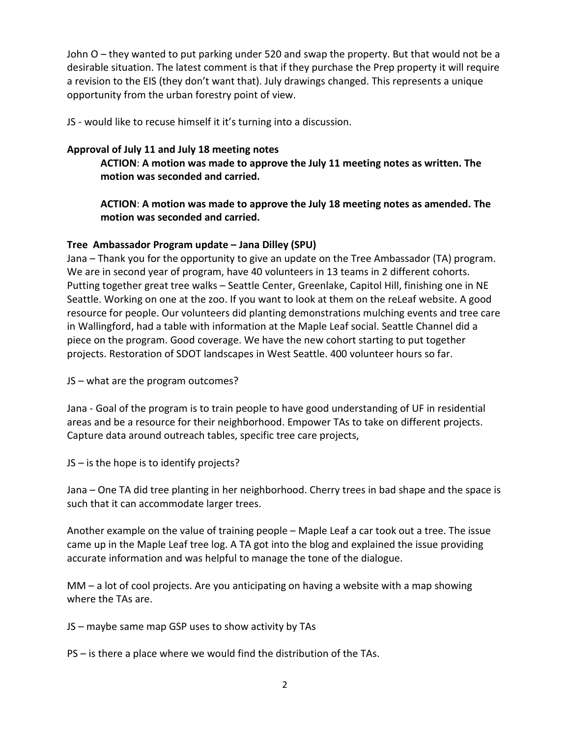John O – they wanted to put parking under 520 and swap the property. But that would not be a desirable situation. The latest comment is that if they purchase the Prep property it will require a revision to the EIS (they don't want that). July drawings changed. This represents a unique opportunity from the urban forestry point of view.

JS - would like to recuse himself it it's turning into a discussion.

**Approval of July 11 and July 18 meeting notes**

> **ACTION**: **A motion was made to approve the July 11 meeting notes as written. The motion was seconded and carried.**
>
> **ACTION**: **A motion was made to approve the July 18 meeting notes as amended. The motion was seconded and carried.**

**Tree Ambassador Program update – Jana Dilley (SPU)**

Jana – Thank you for the opportunity to give an update on the Tree Ambassador (TA) program. We are in second year of program, have 40 volunteers in 13 teams in 2 different cohorts. Putting together great tree walks – Seattle Center, Greenlake, Capitol Hill, finishing one in NE Seattle. Working on one at the zoo. If you want to look at them on the reLeaf website. A good resource for people. Our volunteers did planting demonstrations mulching events and tree care in Wallingford, had a table with information at the Maple Leaf social. Seattle Channel did a piece on the program. Good coverage. We have the new cohort starting to put together projects. Restoration of SDOT landscapes in West Seattle. 400 volunteer hours so far.

JS – what are the program outcomes?

Jana - Goal of the program is to train people to have good understanding of UF in residential areas and be a resource for their neighborhood. Empower TAs to take on different projects. Capture data around outreach tables, specific tree care projects,

JS – is the hope is to identify projects?

Jana – One TA did tree planting in her neighborhood. Cherry trees in bad shape and the space is such that it can accommodate larger trees.

Another example on the value of training people – Maple Leaf a car took out a tree. The issue came up in the Maple Leaf tree log. A TA got into the blog and explained the issue providing accurate information and was helpful to manage the tone of the dialogue.

MM – a lot of cool projects. Are you anticipating on having a website with a map showing where the TAs are.

JS – maybe same map GSP uses to show activity by TAs

PS – is there a place where we would find the distribution of the TAs.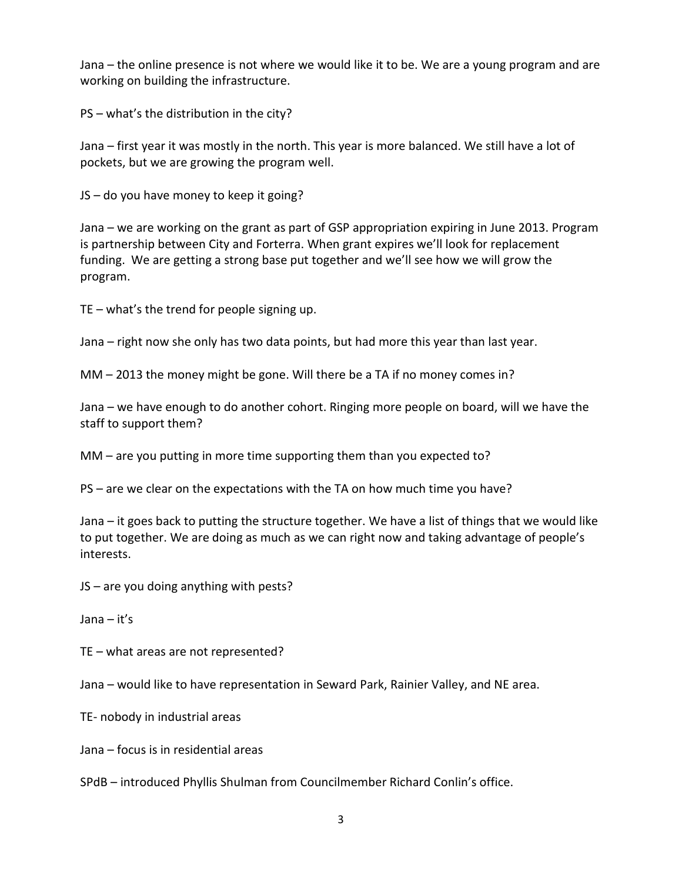Jana – the online presence is not where we would like it to be. We are a young program and are working on building the infrastructure.

PS – what's the distribution in the city?

Jana – first year it was mostly in the north. This year is more balanced. We still have a lot of pockets, but we are growing the program well.

JS – do you have money to keep it going?

Jana – we are working on the grant as part of GSP appropriation expiring in June 2013. Program is partnership between City and Forterra. When grant expires we'll look for replacement funding. We are getting a strong base put together and we'll see how we will grow the program.

TE – what's the trend for people signing up.

Jana – right now she only has two data points, but had more this year than last year.

MM – 2013 the money might be gone. Will there be a TA if no money comes in?

Jana – we have enough to do another cohort. Ringing more people on board, will we have the staff to support them?

MM – are you putting in more time supporting them than you expected to?

PS – are we clear on the expectations with the TA on how much time you have?

Jana – it goes back to putting the structure together. We have a list of things that we would like to put together. We are doing as much as we can right now and taking advantage of people's interests.

JS – are you doing anything with pests?

Jana – it's

TE – what areas are not represented?

Jana – would like to have representation in Seward Park, Rainier Valley, and NE area.

TE- nobody in industrial areas

Jana – focus is in residential areas

SPdB – introduced Phyllis Shulman from Councilmember Richard Conlin's office.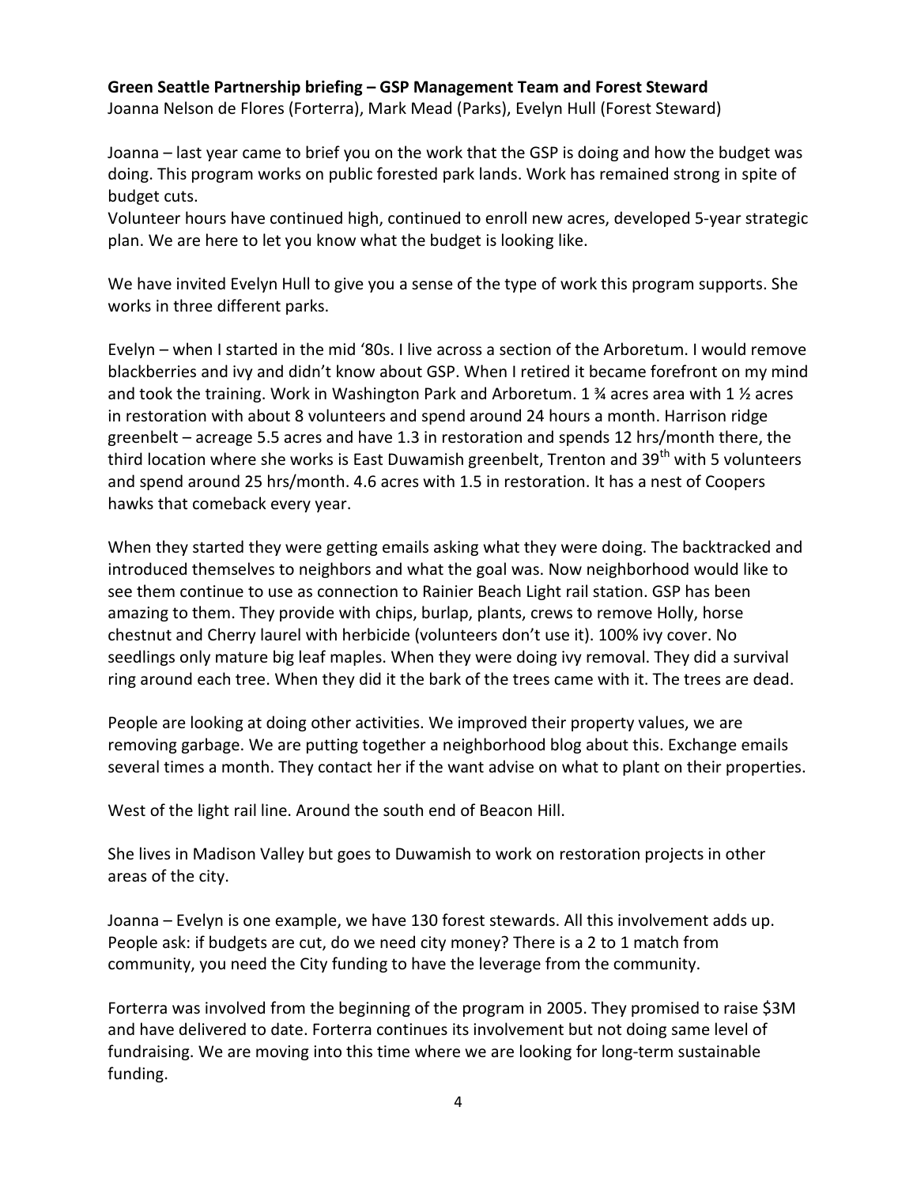**Green Seattle Partnership briefing – GSP Management Team and Forest Steward**

Joanna Nelson de Flores (Forterra), Mark Mead (Parks), Evelyn Hull (Forest Steward)

Joanna – last year came to brief you on the work that the GSP is doing and how the budget was doing. This program works on public forested park lands. Work has remained strong in spite of budget cuts.

Volunteer hours have continued high, continued to enroll new acres, developed 5-year strategic plan. We are here to let you know what the budget is looking like.

We have invited Evelyn Hull to give you a sense of the type of work this program supports. She works in three different parks.

Evelyn – when I started in the mid '80s. I live across a section of the Arboretum. I would remove blackberries and ivy and didn't know about GSP. When I retired it became forefront on my mind and took the training. Work in Washington Park and Arboretum. 1 ¾ acres area with 1 ½ acres in restoration with about 8 volunteers and spend around 24 hours a month. Harrison ridge greenbelt – acreage 5.5 acres and have 1.3 in restoration and spends 12 hrs/month there, the third location where she works is East Duwamish greenbelt, Trenton and 39th with 5 volunteers and spend around 25 hrs/month. 4.6 acres with 1.5 in restoration. It has a nest of Coopers hawks that comeback every year.

When they started they were getting emails asking what they were doing. The backtracked and introduced themselves to neighbors and what the goal was. Now neighborhood would like to see them continue to use as connection to Rainier Beach Light rail station. GSP has been amazing to them. They provide with chips, burlap, plants, crews to remove Holly, horse chestnut and Cherry laurel with herbicide (volunteers don't use it). 100% ivy cover. No seedlings only mature big leaf maples. When they were doing ivy removal. They did a survival ring around each tree. When they did it the bark of the trees came with it. The trees are dead.

People are looking at doing other activities. We improved their property values, we are removing garbage. We are putting together a neighborhood blog about this. Exchange emails several times a month. They contact her if the want advise on what to plant on their properties.

West of the light rail line. Around the south end of Beacon Hill.

She lives in Madison Valley but goes to Duwamish to work on restoration projects in other areas of the city.

Joanna – Evelyn is one example, we have 130 forest stewards. All this involvement adds up. People ask: if budgets are cut, do we need city money? There is a 2 to 1 match from community, you need the City funding to have the leverage from the community.

Forterra was involved from the beginning of the program in 2005. They promised to raise $3M and have delivered to date. Forterra continues its involvement but not doing same level of fundraising. We are moving into this time where we are looking for long-term sustainable funding.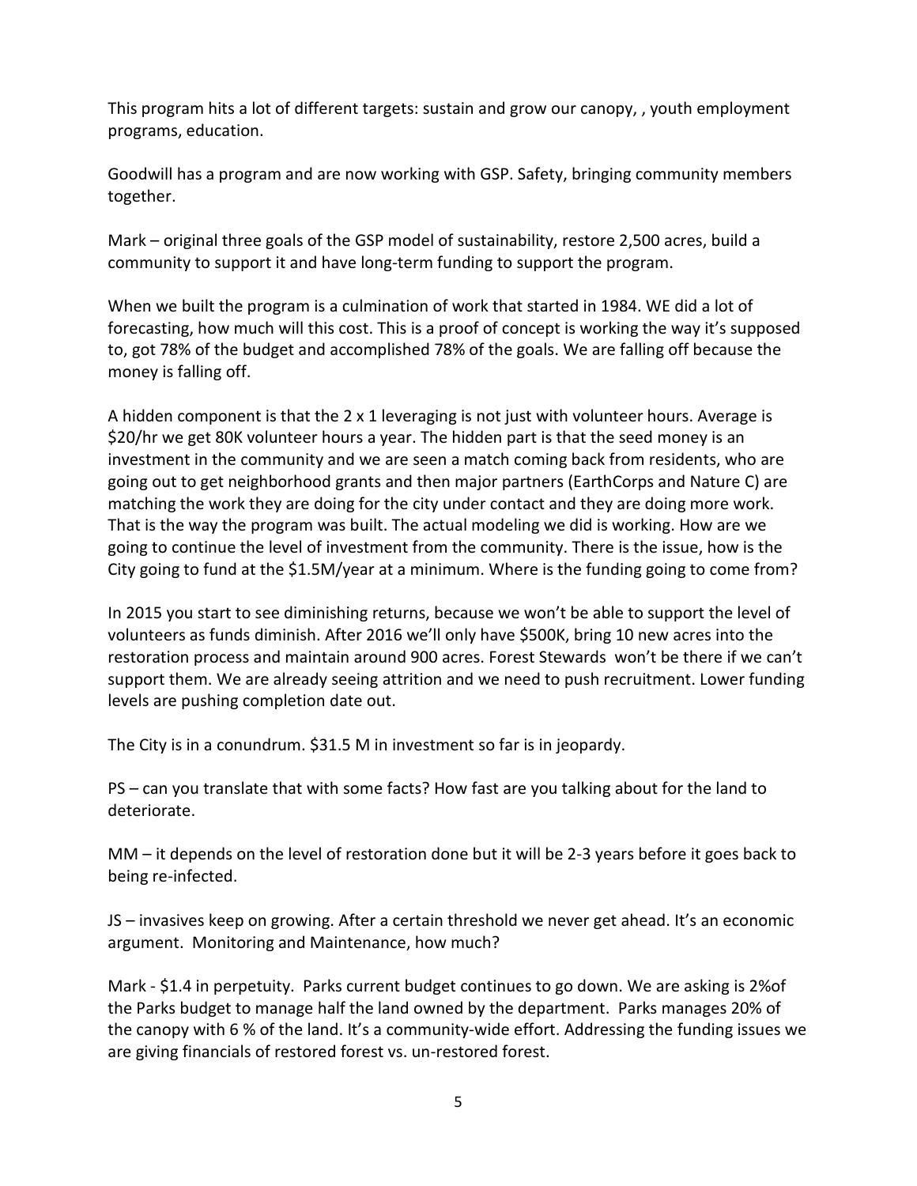This program hits a lot of different targets: sustain and grow our canopy, , youth employment programs, education.

Goodwill has a program and are now working with GSP. Safety, bringing community members together.

Mark – original three goals of the GSP model of sustainability, restore 2,500 acres, build a community to support it and have long-term funding to support the program.

When we built the program is a culmination of work that started in 1984. WE did a lot of forecasting, how much will this cost. This is a proof of concept is working the way it's supposed to, got 78% of the budget and accomplished 78% of the goals. We are falling off because the money is falling off.

A hidden component is that the 2 x 1 leveraging is not just with volunteer hours. Average is $20/hr we get 80K volunteer hours a year. The hidden part is that the seed money is an investment in the community and we are seen a match coming back from residents, who are going out to get neighborhood grants and then major partners (EarthCorps and Nature C) are matching the work they are doing for the city under contact and they are doing more work. That is the way the program was built. The actual modeling we did is working. How are we going to continue the level of investment from the community. There is the issue, how is the City going to fund at the $1.5M/year at a minimum. Where is the funding going to come from?

In 2015 you start to see diminishing returns, because we won't be able to support the level of volunteers as funds diminish. After 2016 we'll only have $500K, bring 10 new acres into the restoration process and maintain around 900 acres. Forest Stewards won't be there if we can't support them. We are already seeing attrition and we need to push recruitment. Lower funding levels are pushing completion date out.

The City is in a conundrum. $31.5 M in investment so far is in jeopardy.

PS – can you translate that with some facts? How fast are you talking about for the land to deteriorate.

MM – it depends on the level of restoration done but it will be 2-3 years before it goes back to being re-infected.

JS – invasives keep on growing. After a certain threshold we never get ahead. It's an economic argument. Monitoring and Maintenance, how much?

Mark - $1.4 in perpetuity. Parks current budget continues to go down. We are asking is 2%of the Parks budget to manage half the land owned by the department. Parks manages 20% of the canopy with 6 % of the land. It's a community-wide effort. Addressing the funding issues we are giving financials of restored forest vs. un-restored forest.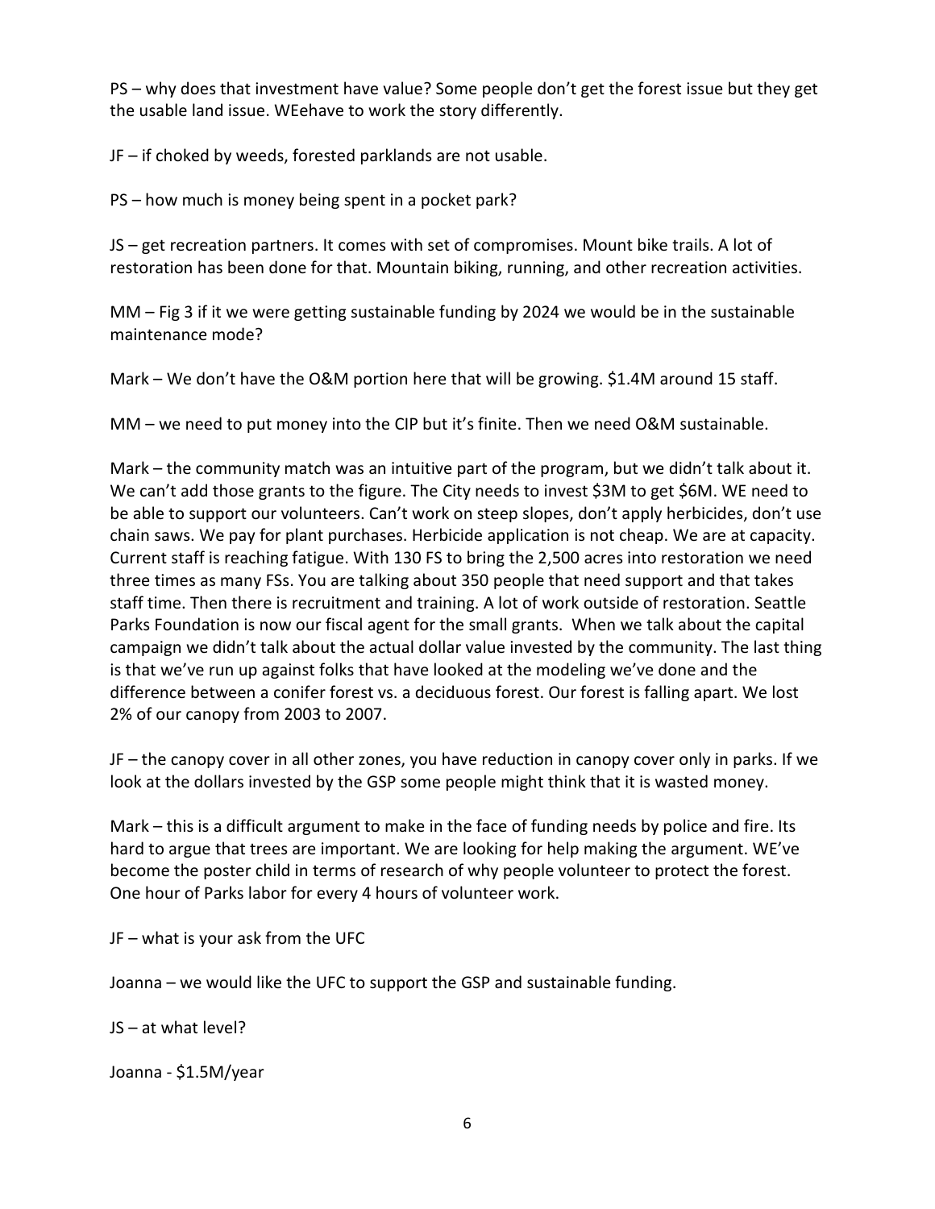PS – why does that investment have value? Some people don't get the forest issue but they get the usable land issue. WEehave to work the story differently.

JF – if choked by weeds, forested parklands are not usable.

PS – how much is money being spent in a pocket park?

JS – get recreation partners. It comes with set of compromises. Mount bike trails. A lot of restoration has been done for that. Mountain biking, running, and other recreation activities.

MM – Fig 3 if it we were getting sustainable funding by 2024 we would be in the sustainable maintenance mode?

Mark – We don't have the O&M portion here that will be growing. $1.4M around 15 staff.

MM – we need to put money into the CIP but it's finite. Then we need O&M sustainable.

Mark – the community match was an intuitive part of the program, but we didn't talk about it. We can't add those grants to the figure. The City needs to invest $3M to get $6M. WE need to be able to support our volunteers. Can't work on steep slopes, don't apply herbicides, don't use chain saws. We pay for plant purchases. Herbicide application is not cheap. We are at capacity. Current staff is reaching fatigue. With 130 FS to bring the 2,500 acres into restoration we need three times as many FSs. You are talking about 350 people that need support and that takes staff time. Then there is recruitment and training. A lot of work outside of restoration. Seattle Parks Foundation is now our fiscal agent for the small grants. When we talk about the capital campaign we didn't talk about the actual dollar value invested by the community. The last thing is that we've run up against folks that have looked at the modeling we've done and the difference between a conifer forest vs. a deciduous forest. Our forest is falling apart. We lost 2% of our canopy from 2003 to 2007.

JF – the canopy cover in all other zones, you have reduction in canopy cover only in parks. If we look at the dollars invested by the GSP some people might think that it is wasted money.

Mark – this is a difficult argument to make in the face of funding needs by police and fire. Its hard to argue that trees are important. We are looking for help making the argument. WE've become the poster child in terms of research of why people volunteer to protect the forest. One hour of Parks labor for every 4 hours of volunteer work.

JF – what is your ask from the UFC

Joanna – we would like the UFC to support the GSP and sustainable funding.

JS – at what level?

Joanna - $1.5M/year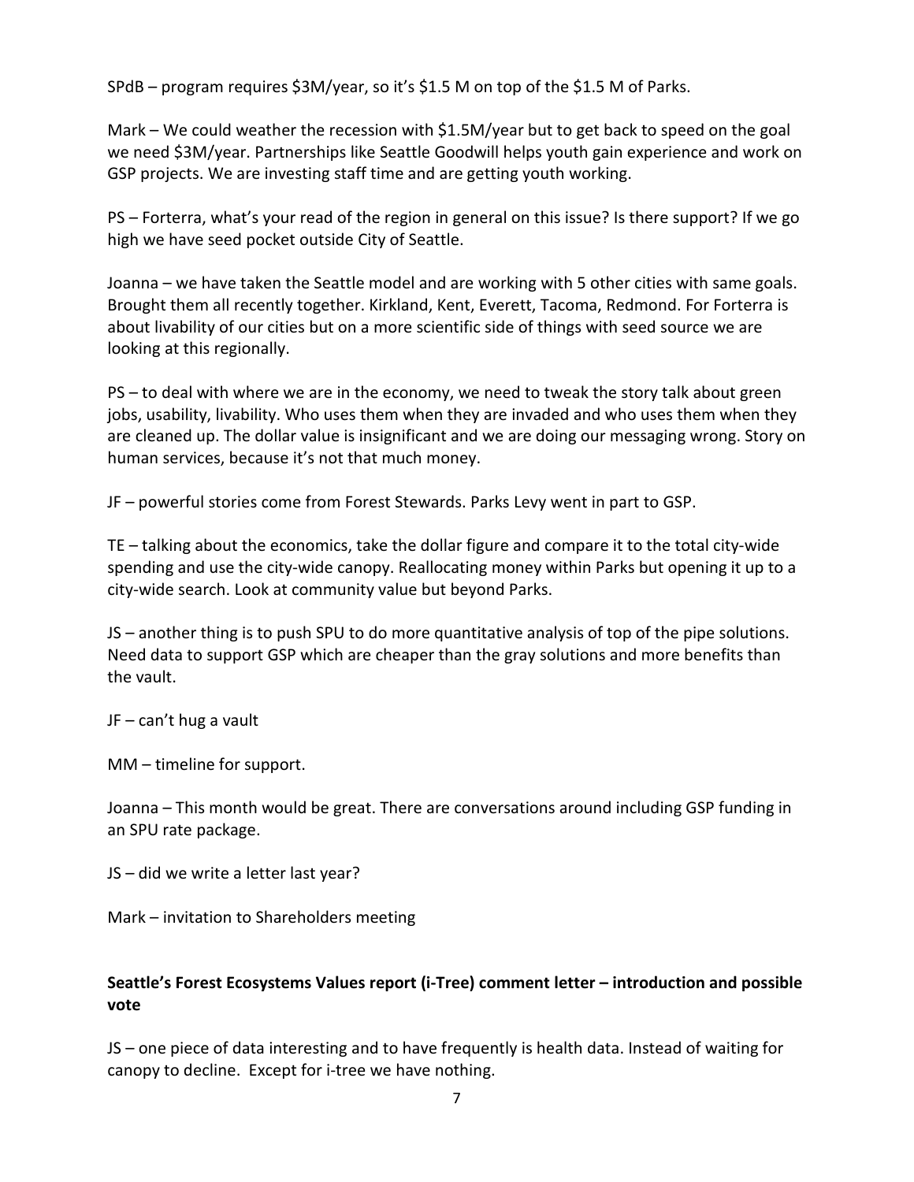SPdB – program requires \$3M/year, so it's \$1.5 M on top of the \$1.5 M of Parks.

Mark – We could weather the recession with \$1.5M/year but to get back to speed on the goal we need \$3M/year. Partnerships like Seattle Goodwill helps youth gain experience and work on GSP projects. We are investing staff time and are getting youth working.

PS – Forterra, what's your read of the region in general on this issue? Is there support? If we go high we have seed pocket outside City of Seattle.

Joanna – we have taken the Seattle model and are working with 5 other cities with same goals. Brought them all recently together. Kirkland, Kent, Everett, Tacoma, Redmond. For Forterra is about livability of our cities but on a more scientific side of things with seed source we are looking at this regionally.

PS – to deal with where we are in the economy, we need to tweak the story talk about green jobs, usability, livability. Who uses them when they are invaded and who uses them when they are cleaned up. The dollar value is insignificant and we are doing our messaging wrong. Story on human services, because it's not that much money.

JF – powerful stories come from Forest Stewards. Parks Levy went in part to GSP.

TE – talking about the economics, take the dollar figure and compare it to the total city-wide spending and use the city-wide canopy. Reallocating money within Parks but opening it up to a city-wide search. Look at community value but beyond Parks.

JS – another thing is to push SPU to do more quantitative analysis of top of the pipe solutions. Need data to support GSP which are cheaper than the gray solutions and more benefits than the vault.

JF – can't hug a vault

MM – timeline for support.

Joanna – This month would be great. There are conversations around including GSP funding in an SPU rate package.

JS – did we write a letter last year?

Mark – invitation to Shareholders meeting

**Seattle's Forest Ecosystems Values report (i-Tree) comment letter – introduction and possible vote**

JS – one piece of data interesting and to have frequently is health data. Instead of waiting for canopy to decline. Except for i-tree we have nothing.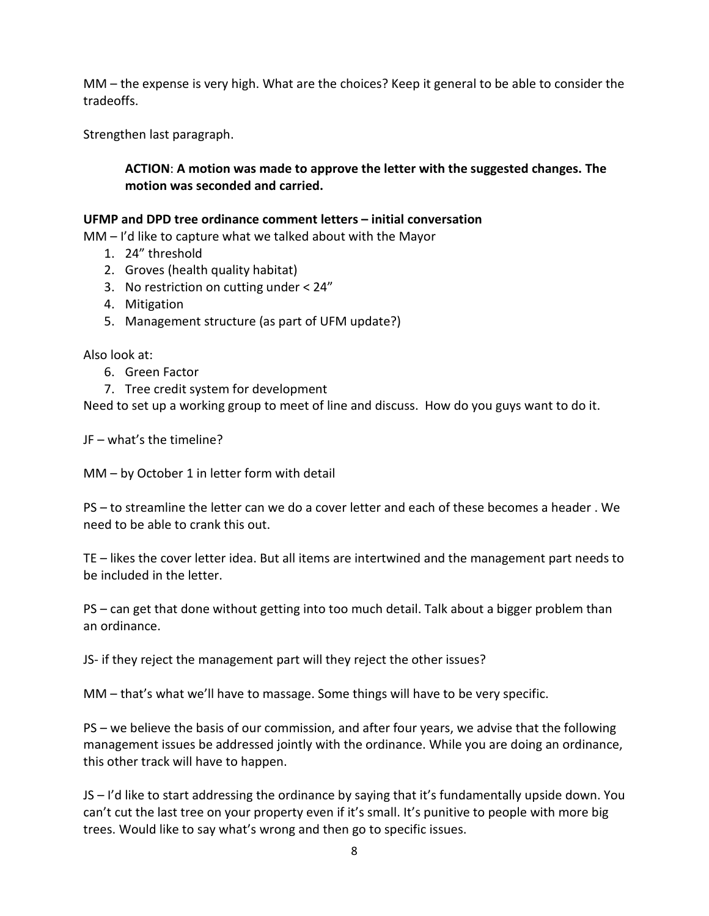MM – the expense is very high. What are the choices? Keep it general to be able to consider the tradeoffs.

Strengthen last paragraph.

> **ACTION**: **A motion was made to approve the letter with the suggested changes. The motion was seconded and carried.**

**UFMP and DPD tree ordinance comment letters – initial conversation**

MM – I'd like to capture what we talked about with the Mayor

1. 24" threshold
2. Groves (health quality habitat)
3. No restriction on cutting under < 24"
4. Mitigation
5. Management structure (as part of UFM update?)

Also look at:

6. Green Factor
7. Tree credit system for development

Need to set up a working group to meet of line and discuss. How do you guys want to do it.

JF – what's the timeline?

MM – by October 1 in letter form with detail

PS – to streamline the letter can we do a cover letter and each of these becomes a header . We need to be able to crank this out.

TE – likes the cover letter idea. But all items are intertwined and the management part needs to be included in the letter.

PS – can get that done without getting into too much detail. Talk about a bigger problem than an ordinance.

JS- if they reject the management part will they reject the other issues?

MM – that's what we'll have to massage. Some things will have to be very specific.

PS – we believe the basis of our commission, and after four years, we advise that the following management issues be addressed jointly with the ordinance. While you are doing an ordinance, this other track will have to happen.

JS – I'd like to start addressing the ordinance by saying that it's fundamentally upside down. You can't cut the last tree on your property even if it's small. It's punitive to people with more big trees. Would like to say what's wrong and then go to specific issues.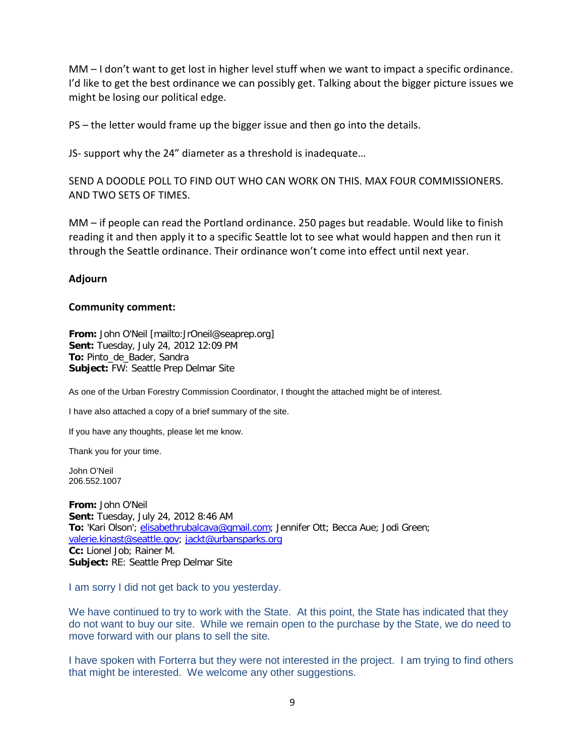MM – I don't want to get lost in higher level stuff when we want to impact a specific ordinance. I'd like to get the best ordinance we can possibly get. Talking about the bigger picture issues we might be losing our political edge.

PS – the letter would frame up the bigger issue and then go into the details.

JS- support why the 24" diameter as a threshold is inadequate…

SEND A DOODLE POLL TO FIND OUT WHO CAN WORK ON THIS. MAX FOUR COMMISSIONERS. AND TWO SETS OF TIMES.

MM – if people can read the Portland ordinance. 250 pages but readable. Would like to finish reading it and then apply it to a specific Seattle lot to see what would happen and then run it through the Seattle ordinance. Their ordinance won't come into effect until next year.

**Adjourn**

**Community comment:**

**From:** John O'Neil [mailto:JrOneil@seaprep.org]
**Sent:** Tuesday, July 24, 2012 12:09 PM
**To:** Pinto_de_Bader, Sandra
**Subject:** FW: Seattle Prep Delmar Site

As one of the Urban Forestry Commission Coordinator, I thought the attached might be of interest.

I have also attached a copy of a brief summary of the site.

If you have any thoughts, please let me know.

Thank you for your time.

John O'Neil
206.552.1007

**From:** John O'Neil
**Sent:** Tuesday, July 24, 2012 8:46 AM
**To:** 'Kari Olson'; elisabethrubalcava@gmail.com; Jennifer Ott; Becca Aue; Jodi Green; valerie.kinast@seattle.gov; jackt@urbansparks.org
**Cc:** Lionel Job; Rainer M.
**Subject:** RE: Seattle Prep Delmar Site

I am sorry I did not get back to you yesterday.

We have continued to try to work with the State. At this point, the State has indicated that they do not want to buy our site. While we remain open to the purchase by the State, we do need to move forward with our plans to sell the site.

I have spoken with Forterra but they were not interested in the project. I am trying to find others that might be interested. We welcome any other suggestions.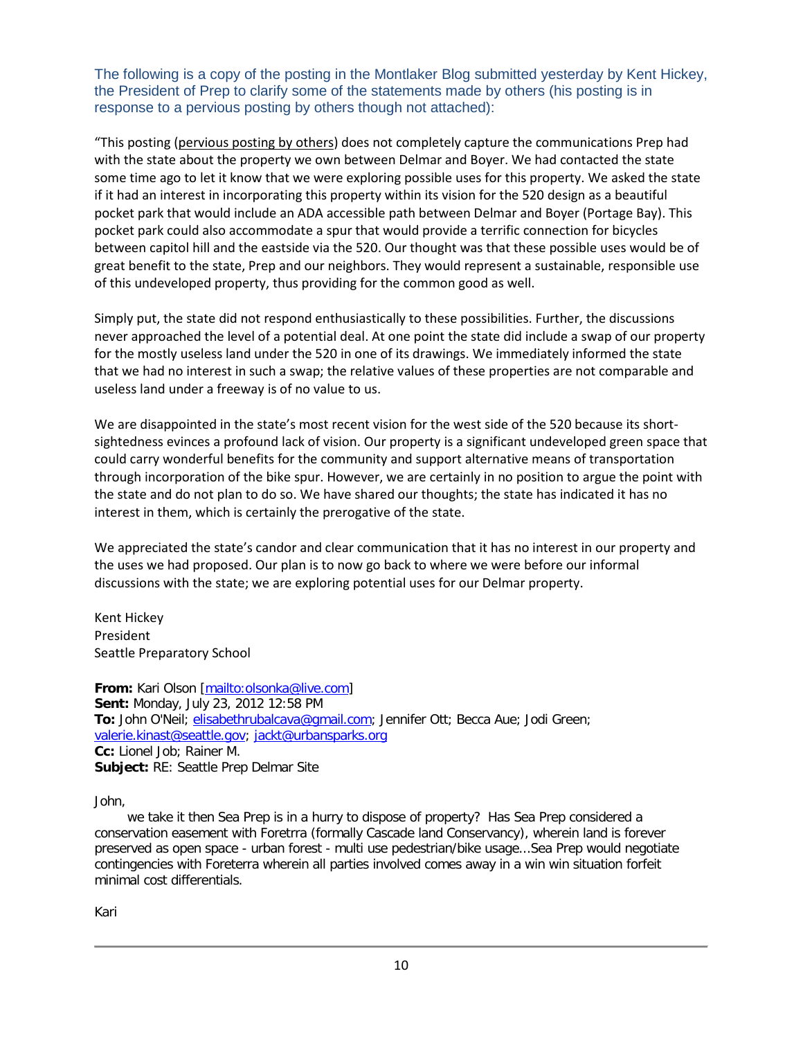The following is a copy of the posting in the Montlaker Blog submitted yesterday by Kent Hickey, the President of Prep to clarify some of the statements made by others (his posting is in response to a pervious posting by others though not attached):

"This posting (pervious posting by others) does not completely capture the communications Prep had with the state about the property we own between Delmar and Boyer. We had contacted the state some time ago to let it know that we were exploring possible uses for this property. We asked the state if it had an interest in incorporating this property within its vision for the 520 design as a beautiful pocket park that would include an ADA accessible path between Delmar and Boyer (Portage Bay). This pocket park could also accommodate a spur that would provide a terrific connection for bicycles between capitol hill and the eastside via the 520. Our thought was that these possible uses would be of great benefit to the state, Prep and our neighbors. They would represent a sustainable, responsible use of this undeveloped property, thus providing for the common good as well.

Simply put, the state did not respond enthusiastically to these possibilities. Further, the discussions never approached the level of a potential deal. At one point the state did include a swap of our property for the mostly useless land under the 520 in one of its drawings. We immediately informed the state that we had no interest in such a swap; the relative values of these properties are not comparable and useless land under a freeway is of no value to us.

We are disappointed in the state's most recent vision for the west side of the 520 because its short-sightedness evinces a profound lack of vision. Our property is a significant undeveloped green space that could carry wonderful benefits for the community and support alternative means of transportation through incorporation of the bike spur. However, we are certainly in no position to argue the point with the state and do not plan to do so. We have shared our thoughts; the state has indicated it has no interest in them, which is certainly the prerogative of the state.

We appreciated the state's candor and clear communication that it has no interest in our property and the uses we had proposed. Our plan is to now go back to where we were before our informal discussions with the state; we are exploring potential uses for our Delmar property.

Kent Hickey
President
Seattle Preparatory School

**From:** Kari Olson [mailto:olsonka@live.com]
**Sent:** Monday, July 23, 2012 12:58 PM
**To:** John O'Neil; elisabethrubalcava@gmail.com; Jennifer Ott; Becca Aue; Jodi Green; valerie.kinast@seattle.gov; jackt@urbansparks.org
**Cc:** Lionel Job; Rainer M.
**Subject:** RE: Seattle Prep Delmar Site

John,

we take it then Sea Prep is in a hurry to dispose of property? Has Sea Prep considered a conservation easement with Foretrra (formally Cascade land Conservancy), wherein land is forever preserved as open space - urban forest - multi use pedestrian/bike usage...Sea Prep would negotiate contingencies with Foreterra wherein all parties involved comes away in a win win situation forfeit minimal cost differentials.

Kari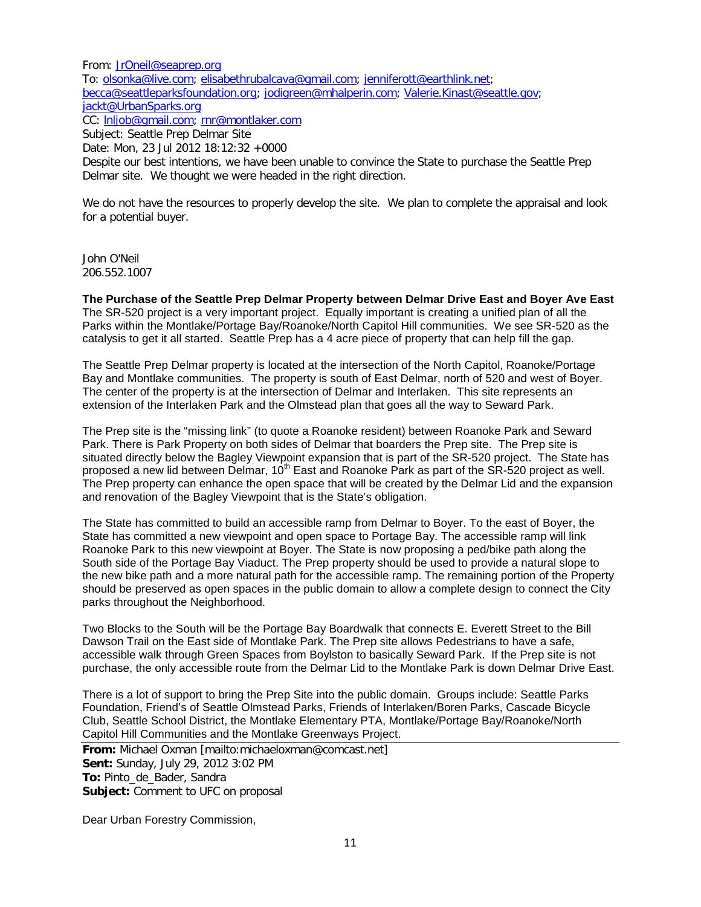From: JrOneil@seaprep.org
To: olsonka@live.com; elisabethrubalcava@gmail.com; jenniferott@earthlink.net; becca@seattleparksfoundation.org; jodigreen@mhalperin.com; Valerie.Kinast@seattle.gov; jackt@UrbanSparks.org
CC: lnljob@gmail.com; rnr@montlaker.com
Subject: Seattle Prep Delmar Site
Date: Mon, 23 Jul 2012 18:12:32 +0000

Despite our best intentions, we have been unable to convince the State to purchase the Seattle Prep Delmar site. We thought we were headed in the right direction.

We do not have the resources to properly develop the site. We plan to complete the appraisal and look for a potential buyer.

John O'Neil
206.552.1007

**The Purchase of the Seattle Prep Delmar Property between Delmar Drive East and Boyer Ave East**

The SR-520 project is a very important project. Equally important is creating a unified plan of all the Parks within the Montlake/Portage Bay/Roanoke/North Capitol Hill communities. We see SR-520 as the catalysis to get it all started. Seattle Prep has a 4 acre piece of property that can help fill the gap.

The Seattle Prep Delmar property is located at the intersection of the North Capitol, Roanoke/Portage Bay and Montlake communities. The property is south of East Delmar, north of 520 and west of Boyer. The center of the property is at the intersection of Delmar and Interlaken. This site represents an extension of the Interlaken Park and the Olmstead plan that goes all the way to Seward Park.

The Prep site is the "missing link" (to quote a Roanoke resident) between Roanoke Park and Seward Park. There is Park Property on both sides of Delmar that boarders the Prep site. The Prep site is situated directly below the Bagley Viewpoint expansion that is part of the SR-520 project. The State has proposed a new lid between Delmar, 10th East and Roanoke Park as part of the SR-520 project as well. The Prep property can enhance the open space that will be created by the Delmar Lid and the expansion and renovation of the Bagley Viewpoint that is the State's obligation.

The State has committed to build an accessible ramp from Delmar to Boyer. To the east of Boyer, the State has committed a new viewpoint and open space to Portage Bay. The accessible ramp will link Roanoke Park to this new viewpoint at Boyer. The State is now proposing a ped/bike path along the South side of the Portage Bay Viaduct. The Prep property should be used to provide a natural slope to the new bike path and a more natural path for the accessible ramp. The remaining portion of the Property should be preserved as open spaces in the public domain to allow a complete design to connect the City parks throughout the Neighborhood.

Two Blocks to the South will be the Portage Bay Boardwalk that connects E. Everett Street to the Bill Dawson Trail on the East side of Montlake Park. The Prep site allows Pedestrians to have a safe, accessible walk through Green Spaces from Boylston to basically Seward Park. If the Prep site is not purchase, the only accessible route from the Delmar Lid to the Montlake Park is down Delmar Drive East.

There is a lot of support to bring the Prep Site into the public domain. Groups include: Seattle Parks Foundation, Friend's of Seattle Olmstead Parks, Friends of Interlaken/Boren Parks, Cascade Bicycle Club, Seattle School District, the Montlake Elementary PTA, Montlake/Portage Bay/Roanoke/North Capitol Hill Communities and the Montlake Greenways Project.

---

**From:** Michael Oxman [mailto:michaeloxman@comcast.net]
**Sent:** Sunday, July 29, 2012 3:02 PM
**To:** Pinto_de_Bader, Sandra
**Subject:** Comment to UFC on proposal

Dear Urban Forestry Commission,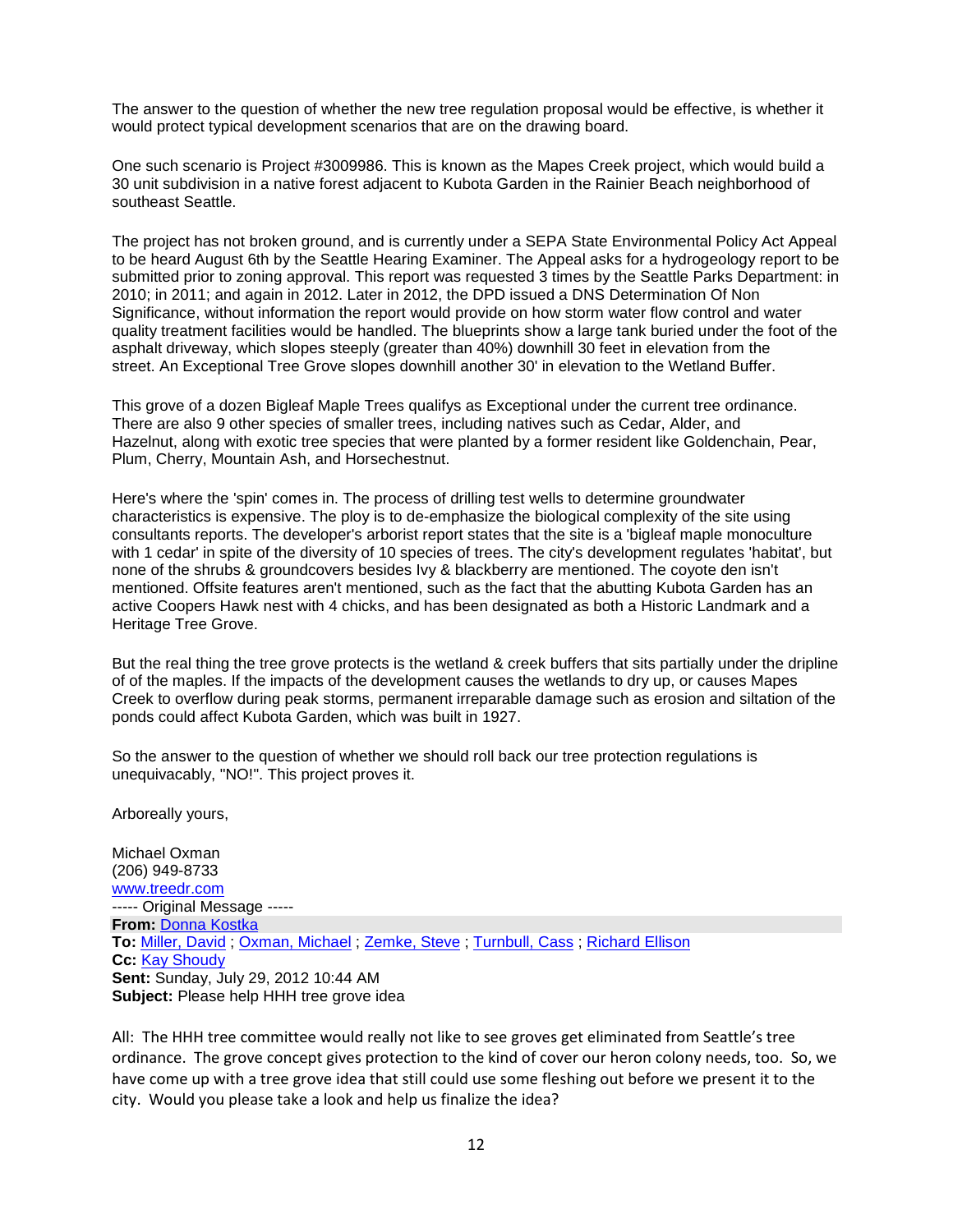The answer to the question of whether the new tree regulation proposal would be effective, is whether it would protect typical development scenarios that are on the drawing board.

One such scenario is Project #3009986. This is known as the Mapes Creek project, which would build a 30 unit subdivision in a native forest adjacent to Kubota Garden in the Rainier Beach neighborhood of southeast Seattle.

The project has not broken ground, and is currently under a SEPA State Environmental Policy Act Appeal to be heard August 6th by the Seattle Hearing Examiner. The Appeal asks for a hydrogeology report to be submitted prior to zoning approval. This report was requested 3 times by the Seattle Parks Department: in 2010; in 2011; and again in 2012. Later in 2012, the DPD issued a DNS Determination Of Non Significance, without information the report would provide on how storm water flow control and water quality treatment facilities would be handled. The blueprints show a large tank buried under the foot of the asphalt driveway, which slopes steeply (greater than 40%) downhill 30 feet in elevation from the street. An Exceptional Tree Grove slopes downhill another 30' in elevation to the Wetland Buffer.

This grove of a dozen Bigleaf Maple Trees qualifys as Exceptional under the current tree ordinance. There are also 9 other species of smaller trees, including natives such as Cedar, Alder, and Hazelnut, along with exotic tree species that were planted by a former resident like Goldenchain, Pear, Plum, Cherry, Mountain Ash, and Horsechestnut.

Here's where the 'spin' comes in. The process of drilling test wells to determine groundwater characteristics is expensive. The ploy is to de-emphasize the biological complexity of the site using consultants reports. The developer's arborist report states that the site is a 'bigleaf maple monoculture with 1 cedar' in spite of the diversity of 10 species of trees. The city's development regulates 'habitat', but none of the shrubs & groundcovers besides Ivy & blackberry are mentioned. The coyote den isn't mentioned. Offsite features aren't mentioned, such as the fact that the abutting Kubota Garden has an active Coopers Hawk nest with 4 chicks, and has been designated as both a Historic Landmark and a Heritage Tree Grove.

But the real thing the tree grove protects is the wetland & creek buffers that sits partially under the dripline of of the maples. If the impacts of the development causes the wetlands to dry up, or causes Mapes Creek to overflow during peak storms, permanent irreparable damage such as erosion and siltation of the ponds could affect Kubota Garden, which was built in 1927.

So the answer to the question of whether we should roll back our tree protection regulations is unequivacably, "NO!". This project proves it.

Arboreally yours,

Michael Oxman
(206) 949-8733
www.treedr.com

----- Original Message -----
**From:** Donna Kostka
**To:** Miller, David ; Oxman, Michael ; Zemke, Steve ; Turnbull, Cass ; Richard Ellison
**Cc:** Kay Shoudy
**Sent:** Sunday, July 29, 2012 10:44 AM
**Subject:** Please help HHH tree grove idea

All: The HHH tree committee would really not like to see groves get eliminated from Seattle's tree ordinance. The grove concept gives protection to the kind of cover our heron colony needs, too. So, we have come up with a tree grove idea that still could use some fleshing out before we present it to the city. Would you please take a look and help us finalize the idea?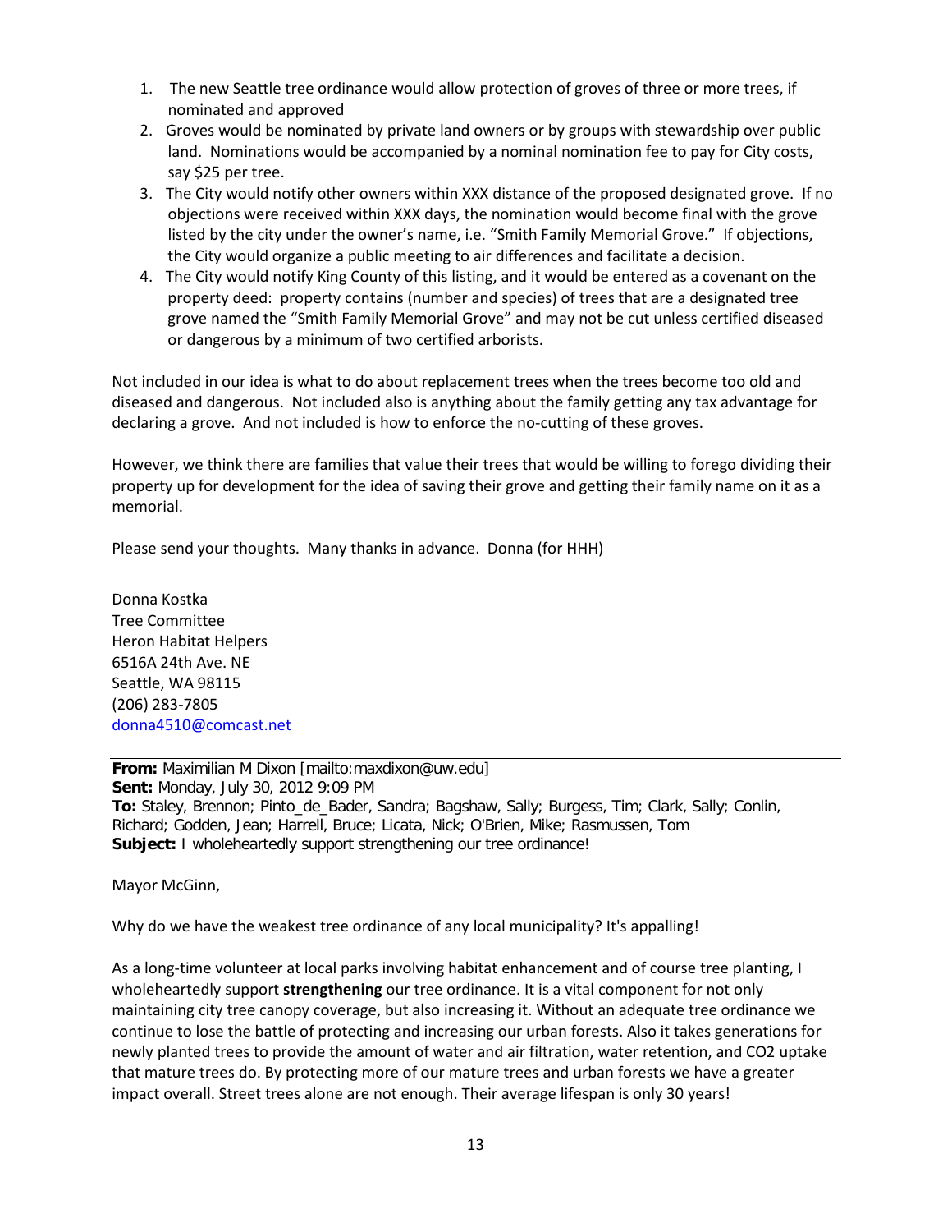1. The new Seattle tree ordinance would allow protection of groves of three or more trees, if nominated and approved
2. Groves would be nominated by private land owners or by groups with stewardship over public land. Nominations would be accompanied by a nominal nomination fee to pay for City costs, say $25 per tree.
3. The City would notify other owners within XXX distance of the proposed designated grove. If no objections were received within XXX days, the nomination would become final with the grove listed by the city under the owner's name, i.e. "Smith Family Memorial Grove." If objections, the City would organize a public meeting to air differences and facilitate a decision.
4. The City would notify King County of this listing, and it would be entered as a covenant on the property deed: property contains (number and species) of trees that are a designated tree grove named the "Smith Family Memorial Grove" and may not be cut unless certified diseased or dangerous by a minimum of two certified arborists.

Not included in our idea is what to do about replacement trees when the trees become too old and diseased and dangerous. Not included also is anything about the family getting any tax advantage for declaring a grove. And not included is how to enforce the no-cutting of these groves.

However, we think there are families that value their trees that would be willing to forego dividing their property up for development for the idea of saving their grove and getting their family name on it as a memorial.

Please send your thoughts. Many thanks in advance. Donna (for HHH)

Donna Kostka
Tree Committee
Heron Habitat Helpers
6516A 24th Ave. NE
Seattle, WA 98115
(206) 283-7805
donna4510@comcast.net

---

**From:** Maximilian M Dixon [mailto:maxdixon@uw.edu]
**Sent:** Monday, July 30, 2012 9:09 PM
**To:** Staley, Brennon; Pinto_de_Bader, Sandra; Bagshaw, Sally; Burgess, Tim; Clark, Sally; Conlin, Richard; Godden, Jean; Harrell, Bruce; Licata, Nick; O'Brien, Mike; Rasmussen, Tom
**Subject:** I wholeheartedly support strengthening our tree ordinance!

Mayor McGinn,

Why do we have the weakest tree ordinance of any local municipality? It's appalling!

As a long-time volunteer at local parks involving habitat enhancement and of course tree planting, I wholeheartedly support **strengthening** our tree ordinance. It is a vital component for not only maintaining city tree canopy coverage, but also increasing it. Without an adequate tree ordinance we continue to lose the battle of protecting and increasing our urban forests. Also it takes generations for newly planted trees to provide the amount of water and air filtration, water retention, and $CO_2$ uptake that mature trees do. By protecting more of our mature trees and urban forests we have a greater impact overall. Street trees alone are not enough. Their average lifespan is only 30 years!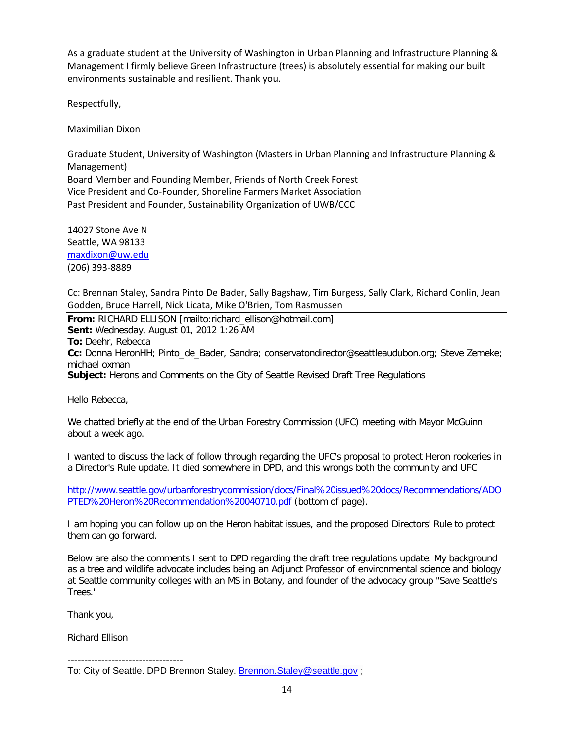As a graduate student at the University of Washington in Urban Planning and Infrastructure Planning & Management I firmly believe Green Infrastructure (trees) is absolutely essential for making our built environments sustainable and resilient. Thank you.

Respectfully,

Maximilian Dixon

Graduate Student, University of Washington (Masters in Urban Planning and Infrastructure Planning & Management)
Board Member and Founding Member, Friends of North Creek Forest
Vice President and Co-Founder, Shoreline Farmers Market Association
Past President and Founder, Sustainability Organization of UWB/CCC

14027 Stone Ave N
Seattle, WA 98133
maxdixon@uw.edu
(206) 393-8889

Cc: Brennan Staley, Sandra Pinto De Bader, Sally Bagshaw, Tim Burgess, Sally Clark, Richard Conlin, Jean Godden, Bruce Harrell, Nick Licata, Mike O'Brien, Tom Rasmussen

---

**From:** RICHARD ELLISON [mailto:richard_ellison@hotmail.com]
**Sent:** Wednesday, August 01, 2012 1:26 AM
**To:** Deehr, Rebecca
**Cc:** Donna HeronHH; Pinto_de_Bader, Sandra; conservatondirector@seattleaudubon.org; Steve Zemeke; michael oxman
**Subject:** Herons and Comments on the City of Seattle Revised Draft Tree Regulations

Hello Rebecca,

We chatted briefly at the end of the Urban Forestry Commission (UFC) meeting with Mayor McGuinn about a week ago.

I wanted to discuss the lack of follow through regarding the UFC's proposal to protect Heron rookeries in a Director's Rule update. It died somewhere in DPD, and this wrongs both the community and UFC.

http://www.seattle.gov/urbanforestrycommission/docs/Final%20issued%20docs/Recommendations/ADOPTED%20Heron%20Recommendation%20040710.pdf (bottom of page).

I am hoping you can follow up on the Heron habitat issues, and the proposed Directors' Rule to protect them can go forward.

Below are also the comments I sent to DPD regarding the draft tree regulations update. My background as a tree and wildlife advocate includes being an Adjunct Professor of environmental science and biology at Seattle community colleges with an MS in Botany, and founder of the advocacy group "Save Seattle's Trees."

Thank you,

Richard Ellison

----------------------------------

To: City of Seattle. DPD Brennon Staley. Brennon.Staley@seattle.gov ;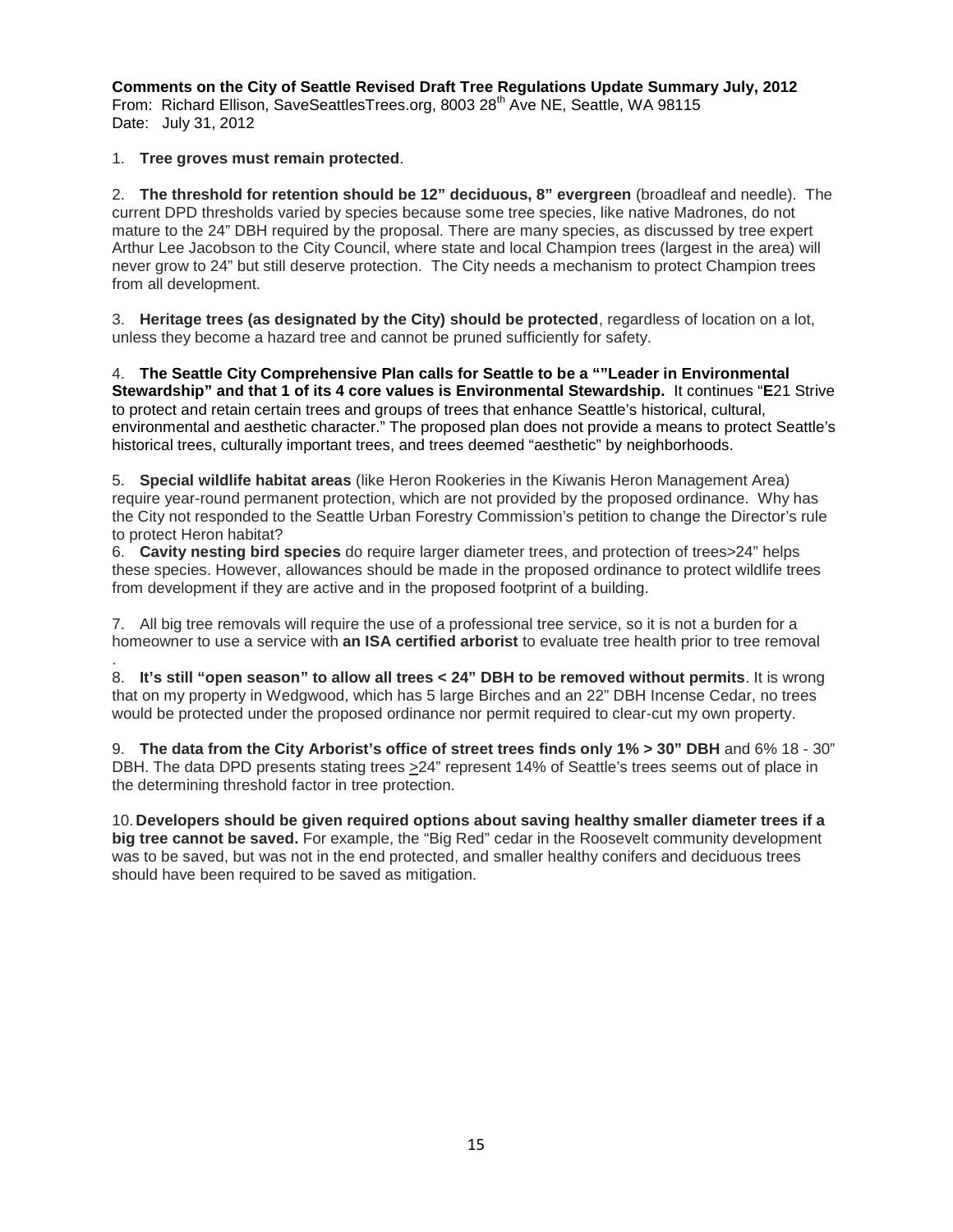**Comments on the City of Seattle Revised Draft Tree Regulations Update Summary July, 2012**
From: Richard Ellison, SaveSeattlesTrees.org, 8003 28th Ave NE, Seattle, WA 98115
Date: July 31, 2012

1. **Tree groves must remain protected**.

2. **The threshold for retention should be 12" deciduous, 8" evergreen** (broadleaf and needle). The current DPD thresholds varied by species because some tree species, like native Madrones, do not mature to the 24" DBH required by the proposal. There are many species, as discussed by tree expert Arthur Lee Jacobson to the City Council, where state and local Champion trees (largest in the area) will never grow to 24" but still deserve protection. The City needs a mechanism to protect Champion trees from all development.

3. **Heritage trees (as designated by the City) should be protected**, regardless of location on a lot, unless they become a hazard tree and cannot be pruned sufficiently for safety.

4. **The Seattle City Comprehensive Plan calls for Seattle to be a ""Leader in Environmental Stewardship" and that 1 of its 4 core values is Environmental Stewardship.** It continues "**E**21 Strive to protect and retain certain trees and groups of trees that enhance Seattle's historical, cultural, environmental and aesthetic character." The proposed plan does not provide a means to protect Seattle's historical trees, culturally important trees, and trees deemed "aesthetic" by neighborhoods.

5. **Special wildlife habitat areas** (like Heron Rookeries in the Kiwanis Heron Management Area) require year-round permanent protection, which are not provided by the proposed ordinance. Why has the City not responded to the Seattle Urban Forestry Commission's petition to change the Director's rule to protect Heron habitat?

6. **Cavity nesting bird species** do require larger diameter trees, and protection of trees>24" helps these species. However, allowances should be made in the proposed ordinance to protect wildlife trees from development if they are active and in the proposed footprint of a building.

7. All big tree removals will require the use of a professional tree service, so it is not a burden for a homeowner to use a service with **an ISA certified arborist** to evaluate tree health prior to tree removal .

8. **It's still "open season" to allow all trees < 24" DBH to be removed without permits**. It is wrong that on my property in Wedgwood, which has 5 large Birches and an 22" DBH Incense Cedar, no trees would be protected under the proposed ordinance nor permit required to clear-cut my own property.

9. **The data from the City Arborist's office of street trees finds only 1% > 30" DBH** and 6% 18 - 30" DBH. The data DPD presents stating trees ≥24" represent 14% of Seattle's trees seems out of place in the determining threshold factor in tree protection.

10. **Developers should be given required options about saving healthy smaller diameter trees if a big tree cannot be saved.** For example, the "Big Red" cedar in the Roosevelt community development was to be saved, but was not in the end protected, and smaller healthy conifers and deciduous trees should have been required to be saved as mitigation.